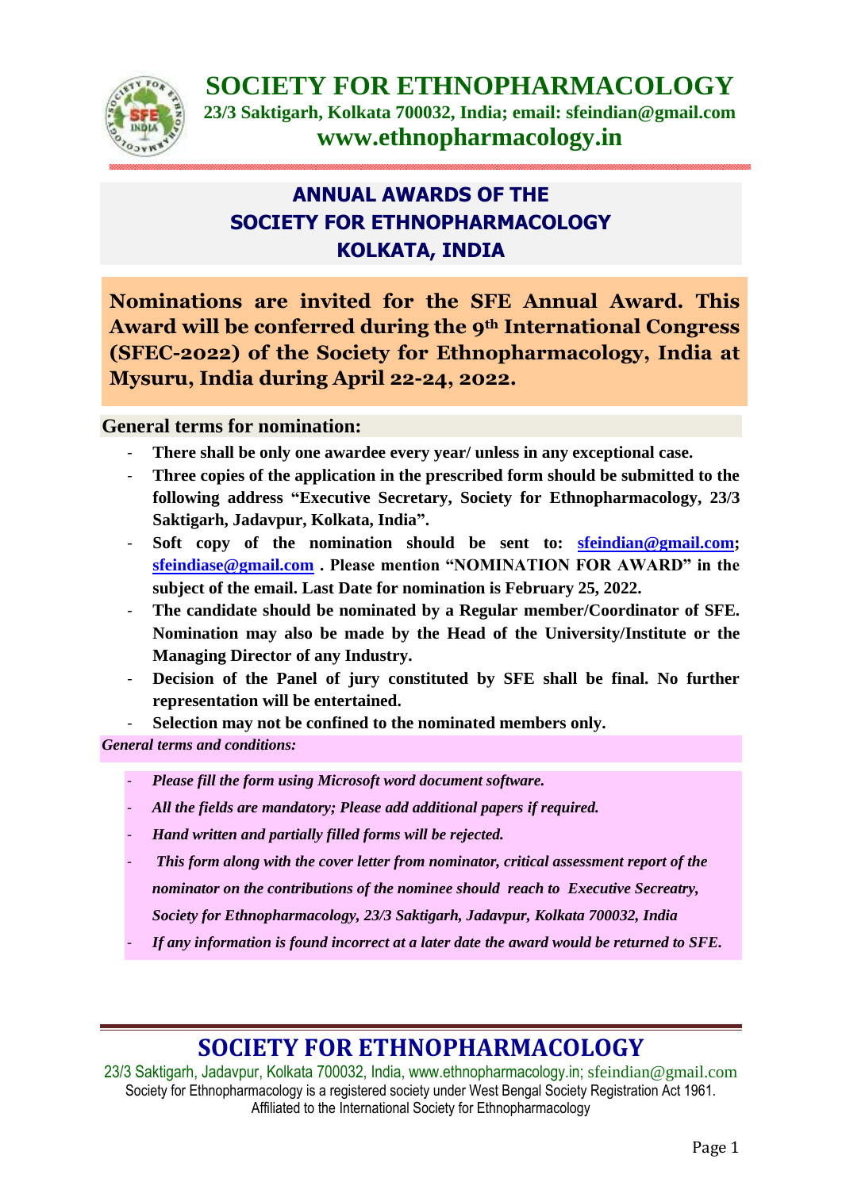# SOCIETY FOR ETHNOPHARMACOLOGY

**23/3 Saktigarh, Kolkata 700032, India; email: sfeindian@gmail.com**

**www.ethnopharmacology.in**

## ANNUAL AWARDS OF THE SOCIETY FOR ETHNOPHARMACOLOGY KOLKATA, INDIA

**Nominations are invited for the SFE Annual Award. This Award will be conferred during the 9th International Congress (SFEC-2022) of the Society for Ethnopharmacology, India at Mysuru, India during April 22-24, 2022.**

### General terms for nomination:

- **There shall be only one awardee every year/ unless in any exceptional case.**
- **Three copies of the application in the prescribed form should be submitted to the following address "Executive Secretary, Society for Ethnopharmacology, 23/3 Saktigarh, Jadavpur, Kolkata, India".**
- **Soft copy of the nomination should be sent to: sfeindian@gmail.com; sfeindiase@gmail.com . Please mention "NOMINATION FOR AWARD" in the subject of the email. Last Date for nomination is February 25, 2022.**
- **The candidate should be nominated by a Regular member/Coordinator of SFE. Nomination may also be made by the Head of the University/Institute or the Managing Director of any Industry.**
- **Decision of the Panel of jury constituted by SFE shall be final. No further representation will be entertained.**
- **Selection may not be confined to the nominated members only.**

***General terms and conditions:***

- ***Please fill the form using Microsoft word document software.***
- ***All the fields are mandatory; Please add additional papers if required.***
- ***Hand written and partially filled forms will be rejected.***
- ***This form along with the cover letter from nominator, critical assessment report of the nominator on the contributions of the nominee should reach to Executive Secreatry, Society for Ethnopharmacology, 23/3 Saktigarh, Jadavpur, Kolkata 700032, India***
- ***If any information is found incorrect at a later date the award would be returned to SFE.***

**SOCIETY FOR ETHNOPHARMACOLOGY**

23/3 Saktigarh, Jadavpur, Kolkata 700032, India, www.ethnopharmacology.in; sfeindian@gmail.com

Society for Ethnopharmacology is a registered society under West Bengal Society Registration Act 1961. Affiliated to the International Society for Ethnopharmacology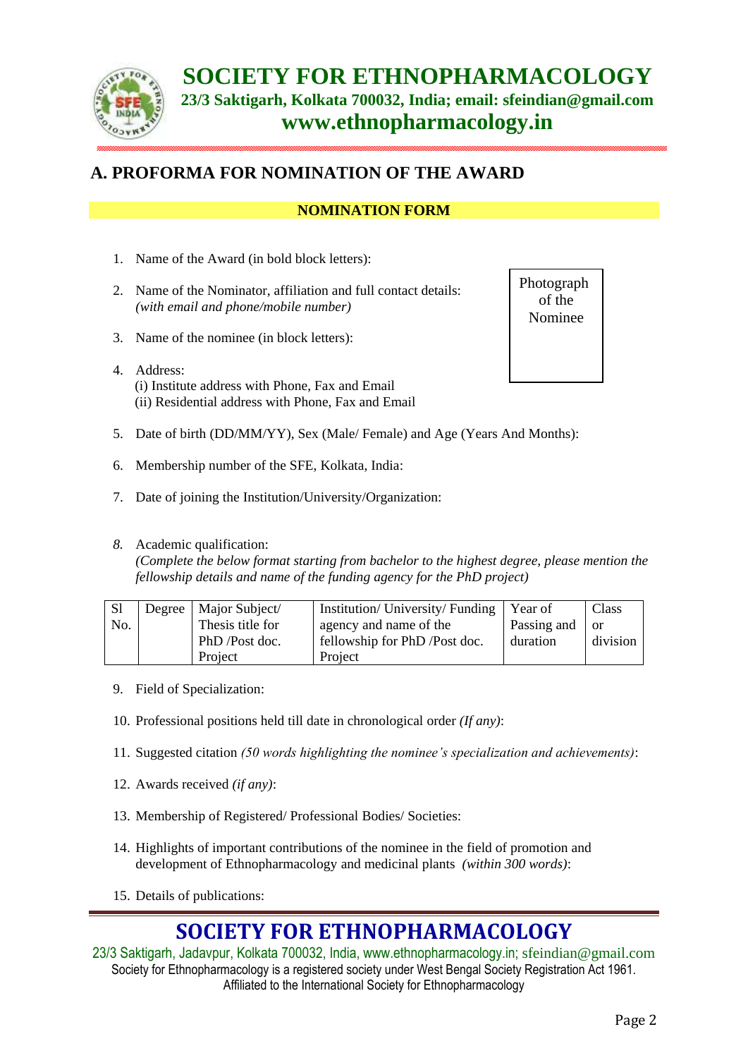# A. PROFORMA FOR NOMINATION OF THE AWARD

**NOMINATION FORM**

Photograph of the Nominee

1. Name of the Award (in bold block letters):
2. Name of the Nominator, affiliation and full contact details: *(with email and phone/mobile number)*
3. Name of the nominee (in block letters):
4. Address:
   (i) Institute address with Phone, Fax and Email
   (ii) Residential address with Phone, Fax and Email
5. Date of birth (DD/MM/YY), Sex (Male/ Female) and Age (Years And Months):
6. Membership number of the SFE, Kolkata, India:
7. Date of joining the Institution/University/Organization:
8. Academic qualification:
   *(Complete the below format starting from bachelor to the highest degree, please mention the fellowship details and name of the funding agency for the PhD project)*

| Sl No. | Degree | Major Subject/ Thesis title for PhD /Post doc. Project | Institution/ University/ Funding agency and name of the fellowship for PhD /Post doc. Project | Year of Passing and duration | Class or division |
|---|---|---|---|---|---|

9. Field of Specialization:
10. Professional positions held till date in chronological order *(If any)*:
11. Suggested citation *(50 words highlighting the nominee's specialization and achievements)*:
12. Awards received *(if any)*:
13. Membership of Registered/ Professional Bodies/ Societies:
14. Highlights of important contributions of the nominee in the field of promotion and development of Ethnopharmacology and medicinal plants *(within 300 words)*:
15. Details of publications: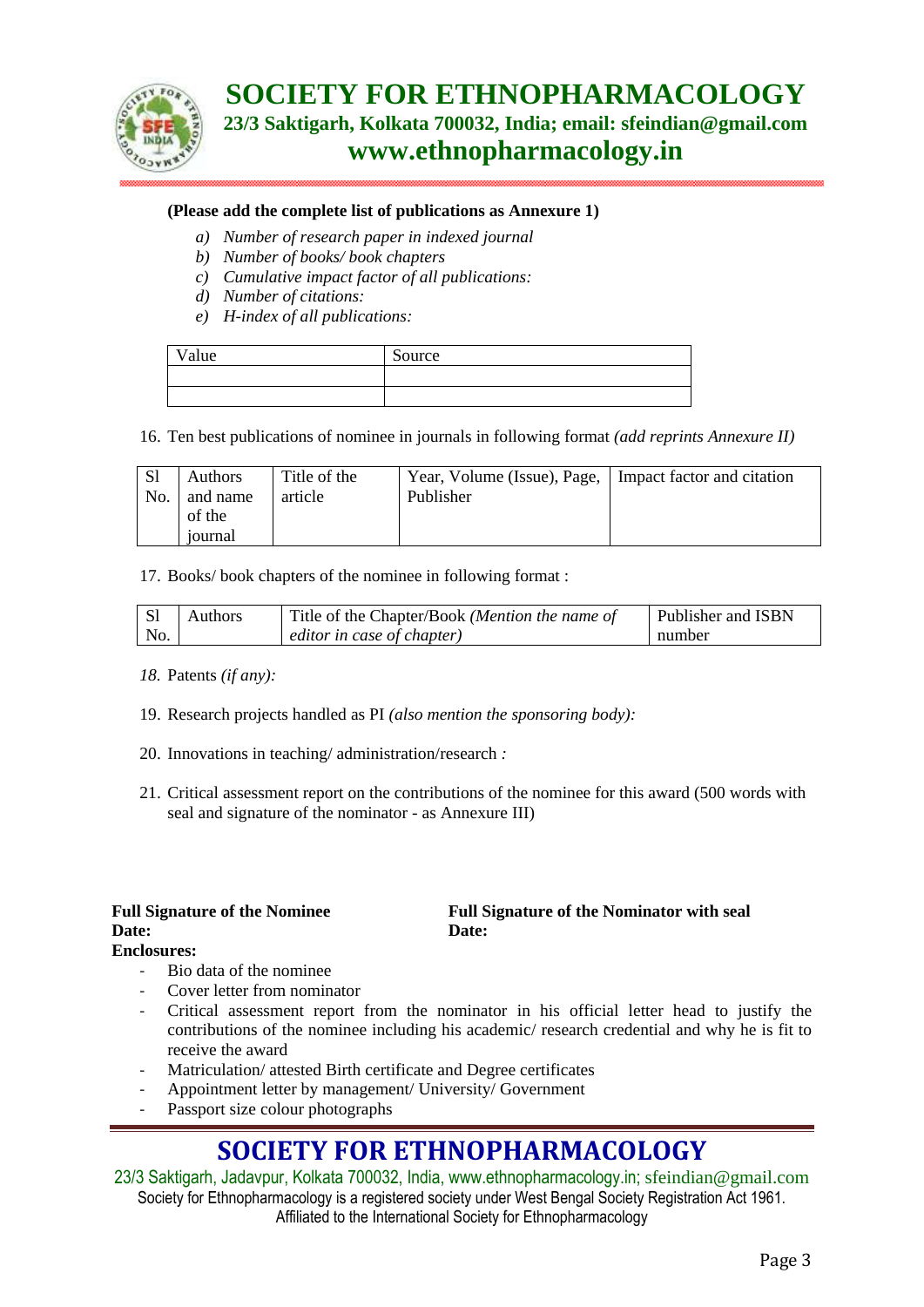**(Please add the complete list of publications as Annexure 1)**

a) *Number of research paper in indexed journal*
b) *Number of books/ book chapters*
c) *Cumulative impact factor of all publications:*
d) *Number of citations:*
e) *H-index of all publications:*

| Value | Source |
|---|---|
| | |
| | |

16. Ten best publications of nominee in journals in following format *(add reprints Annexure II)*

| Sl No. | Authors and name of the journal | Title of the article | Year, Volume (Issue), Page, Publisher | Impact factor and citation |
|---|---|---|---|---|

17. Books/ book chapters of the nominee in following format :

| Sl No. | Authors | Title of the Chapter/Book *(Mention the name of editor in case of chapter)* | Publisher and ISBN number |
|---|---|---|---|

*18.* Patents *(if any):*

19. Research projects handled as PI *(also mention the sponsoring body):*

20. Innovations in teaching/ administration/research *:*

21. Critical assessment report on the contributions of the nominee for this award (500 words with seal and signature of the nominator - as Annexure III)

**Full Signature of the Nominee**
**Date:**

**Full Signature of the Nominator with seal**
**Date:**

**Enclosures:**

- Bio data of the nominee
- Cover letter from nominator
- Critical assessment report from the nominator in his official letter head to justify the contributions of the nominee including his academic/ research credential and why he is fit to receive the award
- Matriculation/ attested Birth certificate and Degree certificates
- Appointment letter by management/ University/ Government
- Passport size colour photographs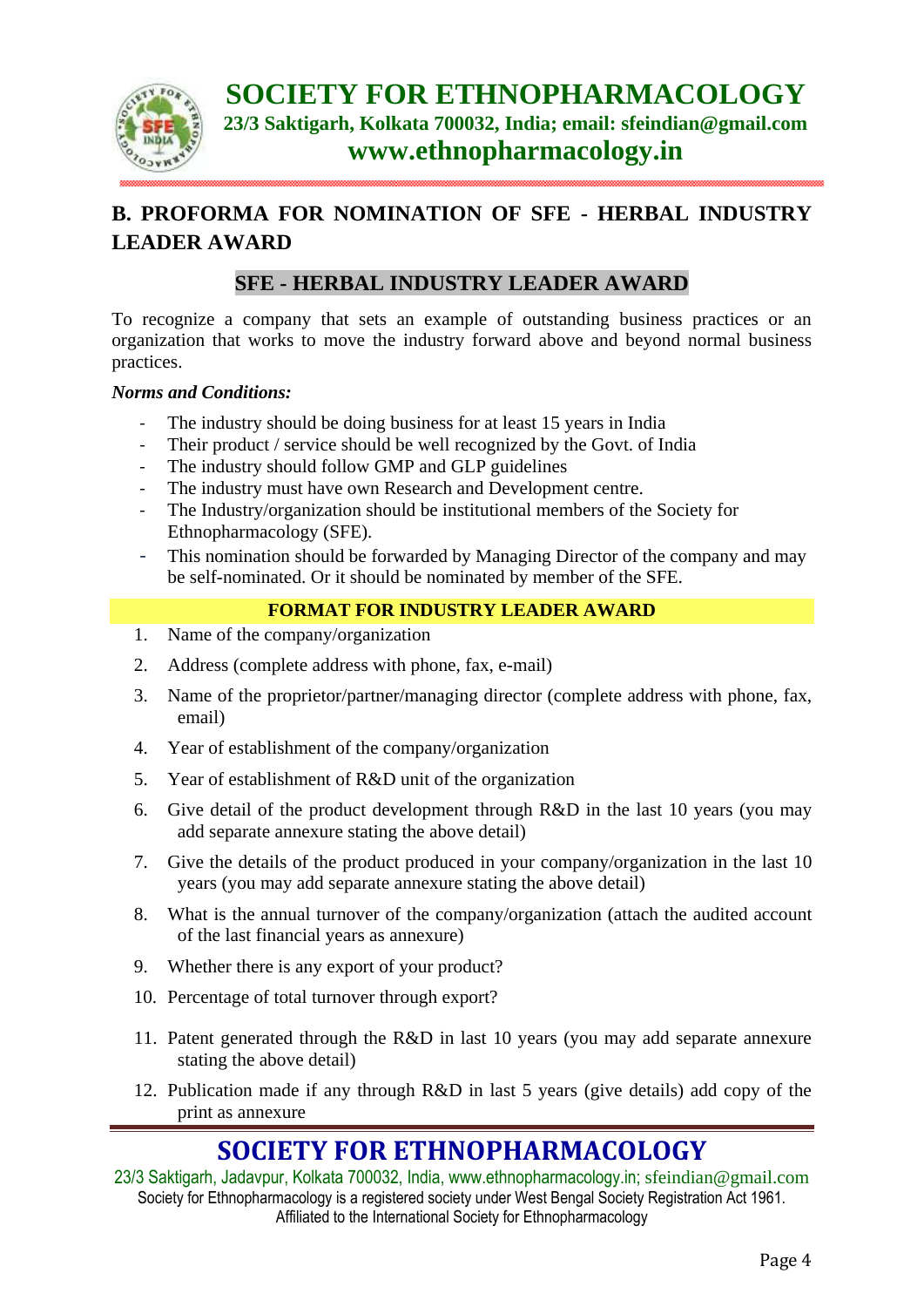## B. PROFORMA FOR NOMINATION OF SFE - HERBAL INDUSTRY LEADER AWARD

### SFE - HERBAL INDUSTRY LEADER AWARD

To recognize a company that sets an example of outstanding business practices or an organization that works to move the industry forward above and beyond normal business practices.

***Norms and Conditions:***

- The industry should be doing business for at least 15 years in India
- Their product / service should be well recognized by the Govt. of India
- The industry should follow GMP and GLP guidelines
- The industry must have own Research and Development centre.
- The Industry/organization should be institutional members of the Society for Ethnopharmacology (SFE).
- This nomination should be forwarded by Managing Director of the company and may be self-nominated. Or it should be nominated by member of the SFE.

**FORMAT FOR INDUSTRY LEADER AWARD**

1. Name of the company/organization
2. Address (complete address with phone, fax, e-mail)
3. Name of the proprietor/partner/managing director (complete address with phone, fax, email)
4. Year of establishment of the company/organization
5. Year of establishment of R&D unit of the organization
6. Give detail of the product development through R&D in the last 10 years (you may add separate annexure stating the above detail)
7. Give the details of the product produced in your company/organization in the last 10 years (you may add separate annexure stating the above detail)
8. What is the annual turnover of the company/organization (attach the audited account of the last financial years as annexure)
9. Whether there is any export of your product?
10. Percentage of total turnover through export?
11. Patent generated through the R&D in last 10 years (you may add separate annexure stating the above detail)
12. Publication made if any through R&D in last 5 years (give details) add copy of the print as annexure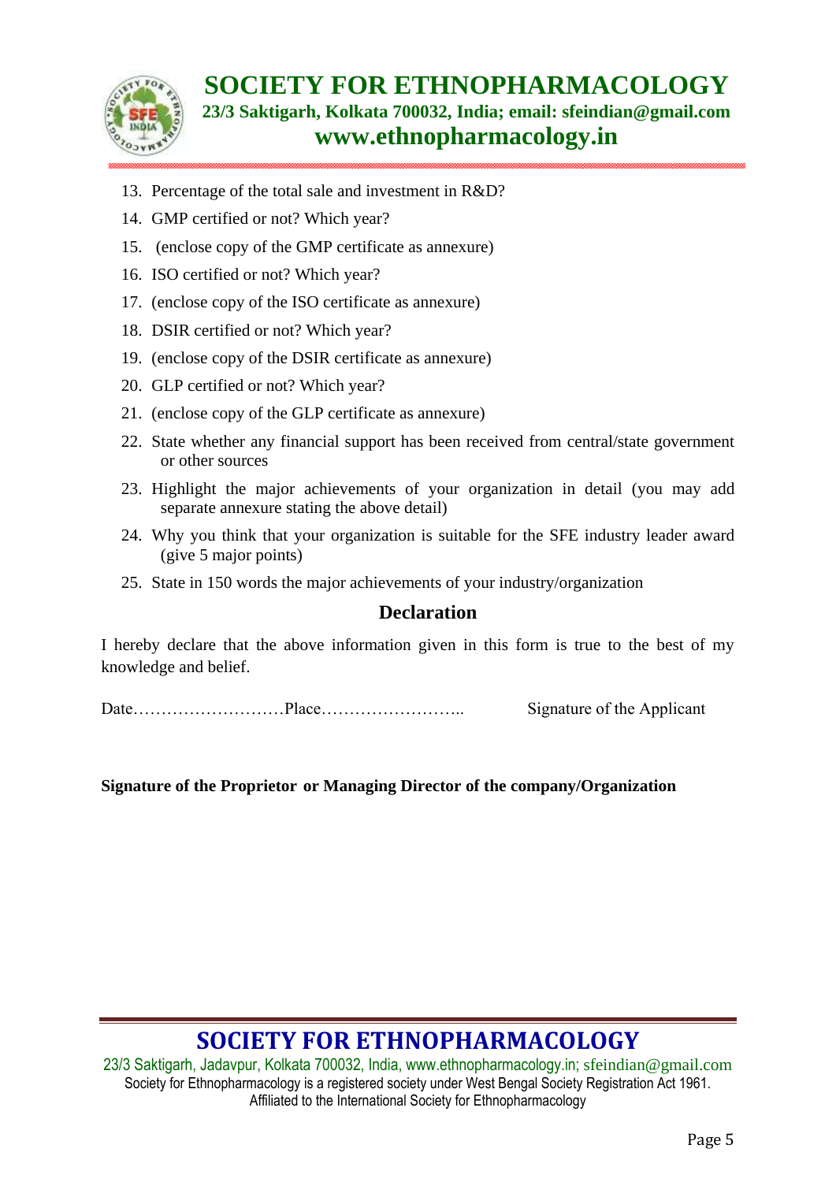13. Percentage of the total sale and investment in R&D?
14. GMP certified or not? Which year?
15. (enclose copy of the GMP certificate as annexure)
16. ISO certified or not? Which year?
17. (enclose copy of the ISO certificate as annexure)
18. DSIR certified or not? Which year?
19. (enclose copy of the DSIR certificate as annexure)
20. GLP certified or not? Which year?
21. (enclose copy of the GLP certificate as annexure)
22. State whether any financial support has been received from central/state government or other sources
23. Highlight the major achievements of your organization in detail (you may add separate annexure stating the above detail)
24. Why you think that your organization is suitable for the SFE industry leader award (give 5 major points)
25. State in 150 words the major achievements of your industry/organization

## Declaration

I hereby declare that the above information given in this form is true to the best of my knowledge and belief.

Date………………………Place……………………..          Signature of the Applicant

**Signature of the Proprietor or Managing Director of the company/Organization**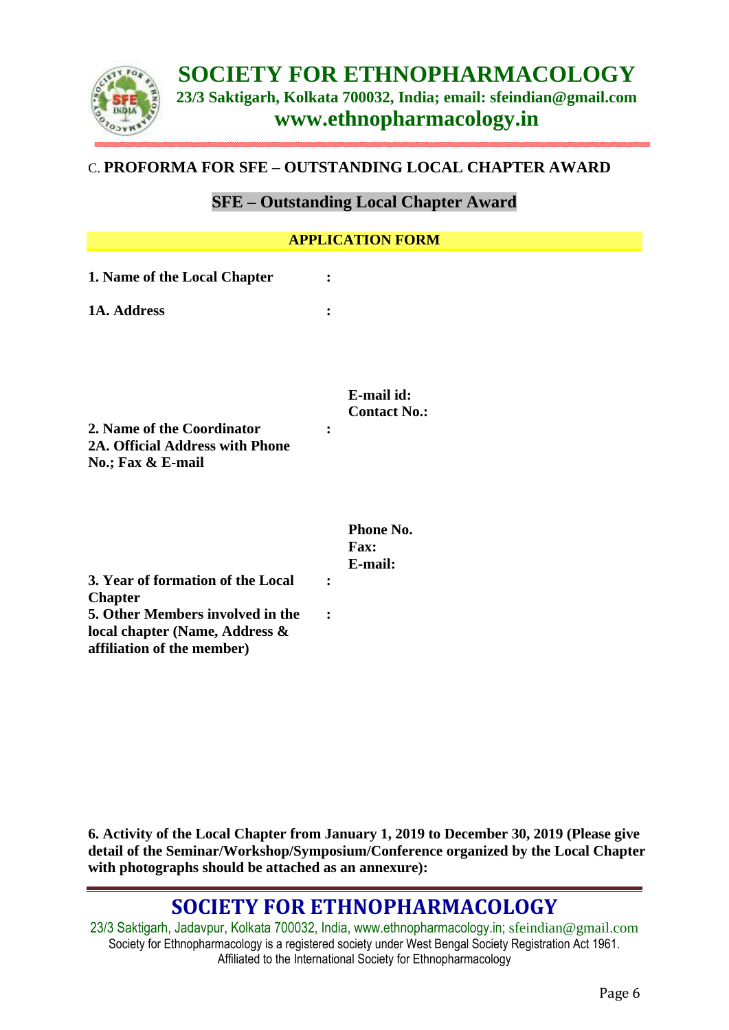# SOCIETY FOR ETHNOPHARMACOLOGY

**23/3 Saktigarh, Kolkata 700032, India; email: sfeindian@gmail.com**

**www.ethnopharmacology.in**

## C. PROFORMA FOR SFE – OUTSTANDING LOCAL CHAPTER AWARD

### SFE – Outstanding Local Chapter Award

**APPLICATION FORM**

**1. Name of the Local Chapter** :

**1A. Address** :

**E-mail id:**
**Contact No.:**

**2. Name of the Coordinator** :
**2A. Official Address with Phone No.; Fax & E-mail**

**Phone No.**
**Fax:**
**E-mail:**

**3. Year of formation of the Local Chapter** :

**5. Other Members involved in the local chapter (Name, Address & affiliation of the member)** :

**6. Activity of the Local Chapter from January 1, 2019 to December 30, 2019 (Please give detail of the Seminar/Workshop/Symposium/Conference organized by the Local Chapter with photographs should be attached as an annexure):**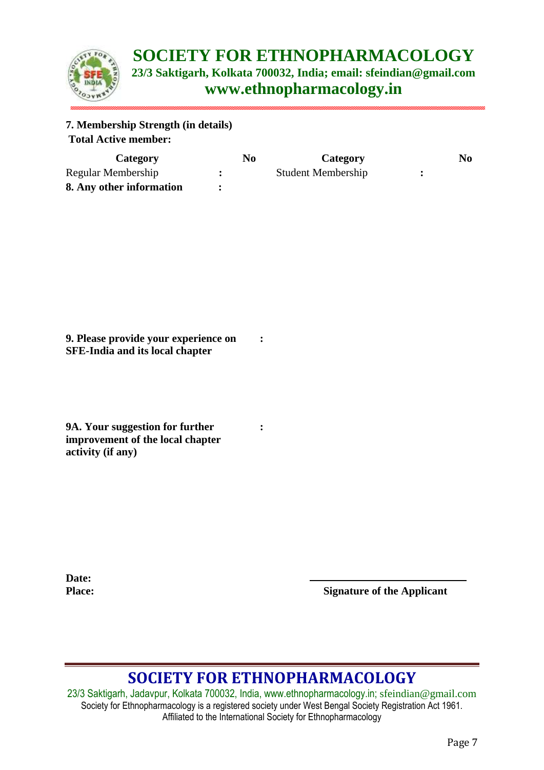**7. Membership Strength (in details)**

**Total Active member:**

| Category | No | Category | No |
| --- | --- | --- | --- |
| Regular Membership | : | Student Membership | : |

**8. Any other information** :

**9. Please provide your experience on SFE-India and its local chapter** :

**9A. Your suggestion for further improvement of the local chapter activity (if any)** :

**Date:**

**Place:**

**Signature of the Applicant**